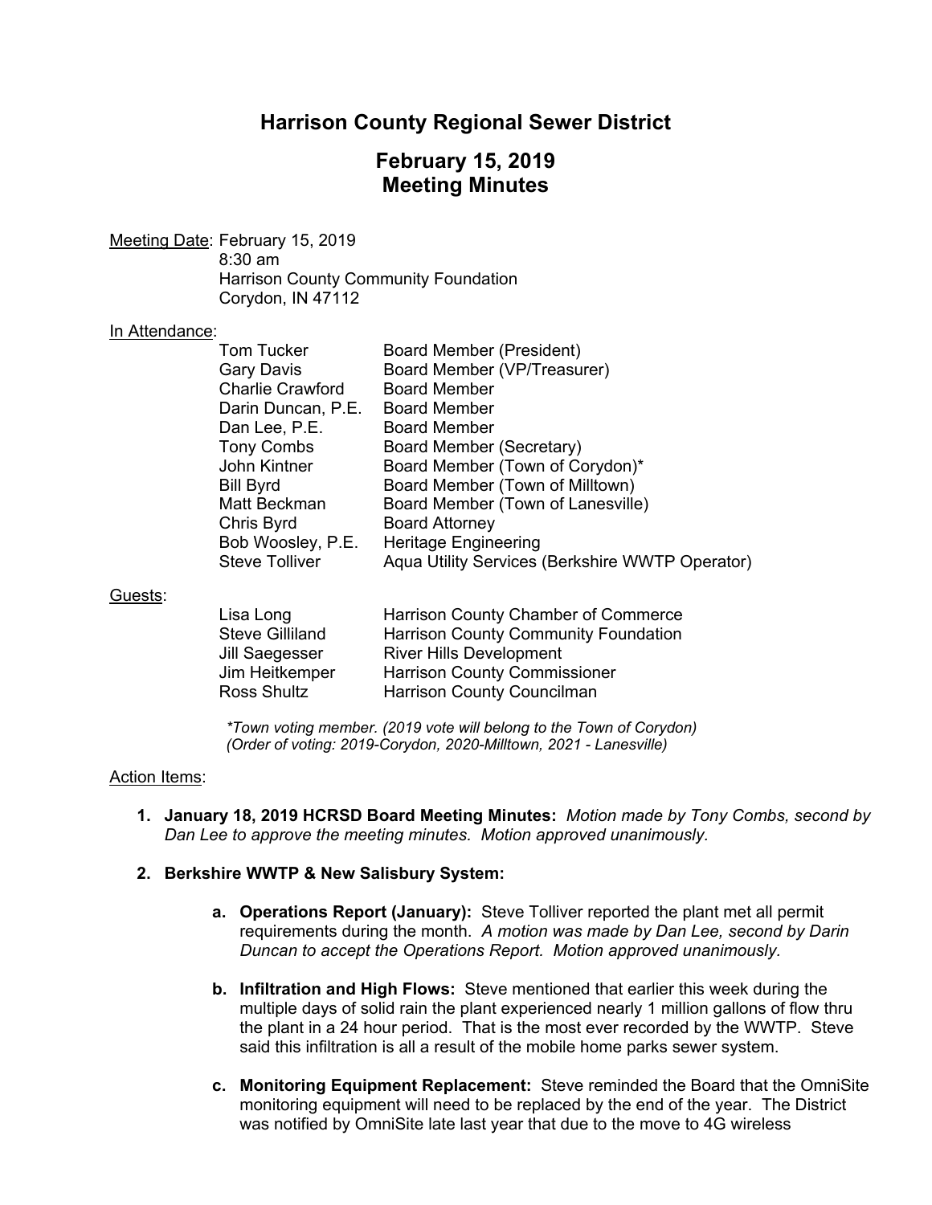# Harrison County Regional Sewer District

## February 15, 2019
## Meeting Minutes

Meeting Date: February 15, 2019
8:30 am
Harrison County Community Foundation
Corydon, IN 47112

In Attendance:

| | |
|---|---|
| Tom Tucker | Board Member (President) |
| Gary Davis | Board Member (VP/Treasurer) |
| Charlie Crawford | Board Member |
| Darin Duncan, P.E. | Board Member |
| Dan Lee, P.E. | Board Member |
| Tony Combs | Board Member (Secretary) |
| John Kintner | Board Member (Town of Corydon)* |
| Bill Byrd | Board Member (Town of Milltown) |
| Matt Beckman | Board Member (Town of Lanesville) |
| Chris Byrd | Board Attorney |
| Bob Woosley, P.E. | Heritage Engineering |
| Steve Tolliver | Aqua Utility Services (Berkshire WWTP Operator) |

Guests:

| | |
|---|---|
| Lisa Long | Harrison County Chamber of Commerce |
| Steve Gilliland | Harrison County Community Foundation |
| Jill Saegesser | River Hills Development |
| Jim Heitkemper | Harrison County Commissioner |
| Ross Shultz | Harrison County Councilman |

*\*Town voting member. (2019 vote will belong to the Town of Corydon)*
*(Order of voting: 2019-Corydon, 2020-Milltown, 2021 - Lanesville)*

Action Items:

1. **January 18, 2019 HCRSD Board Meeting Minutes:** *Motion made by Tony Combs, second by Dan Lee to approve the meeting minutes. Motion approved unanimously.*

2. **Berkshire WWTP & New Salisbury System:**

   a. **Operations Report (January):** Steve Tolliver reported the plant met all permit requirements during the month. *A motion was made by Dan Lee, second by Darin Duncan to accept the Operations Report. Motion approved unanimously.*

   b. **Infiltration and High Flows:** Steve mentioned that earlier this week during the multiple days of solid rain the plant experienced nearly 1 million gallons of flow thru the plant in a 24 hour period. That is the most ever recorded by the WWTP. Steve said this infiltration is all a result of the mobile home parks sewer system.

   c. **Monitoring Equipment Replacement:** Steve reminded the Board that the OmniSite monitoring equipment will need to be replaced by the end of the year. The District was notified by OmniSite late last year that due to the move to 4G wireless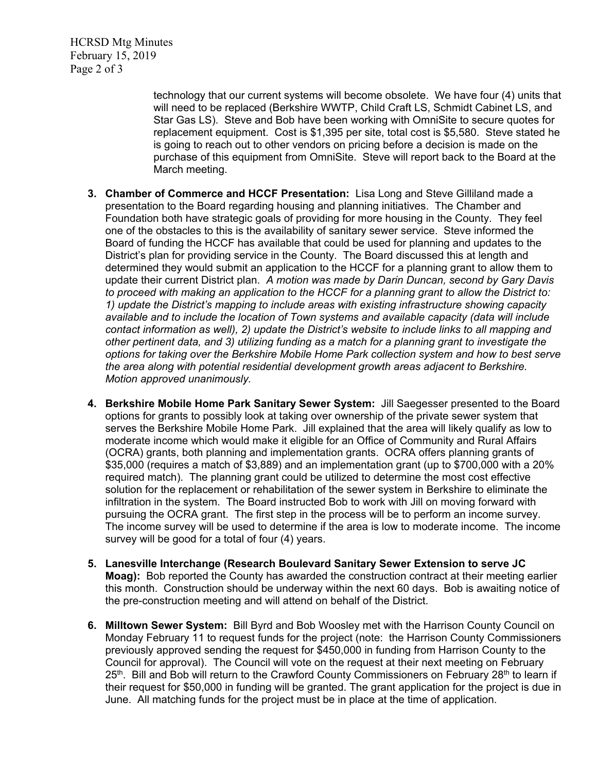technology that our current systems will become obsolete. We have four (4) units that will need to be replaced (Berkshire WWTP, Child Craft LS, Schmidt Cabinet LS, and Star Gas LS). Steve and Bob have been working with OmniSite to secure quotes for replacement equipment. Cost is $1,395 per site, total cost is $5,580. Steve stated he is going to reach out to other vendors on pricing before a decision is made on the purchase of this equipment from OmniSite. Steve will report back to the Board at the March meeting.

3. **Chamber of Commerce and HCCF Presentation:** Lisa Long and Steve Gilliland made a presentation to the Board regarding housing and planning initiatives. The Chamber and Foundation both have strategic goals of providing for more housing in the County. They feel one of the obstacles to this is the availability of sanitary sewer service. Steve informed the Board of funding the HCCF has available that could be used for planning and updates to the District's plan for providing service in the County. The Board discussed this at length and determined they would submit an application to the HCCF for a planning grant to allow them to update their current District plan. *A motion was made by Darin Duncan, second by Gary Davis to proceed with making an application to the HCCF for a planning grant to allow the District to: 1) update the District's mapping to include areas with existing infrastructure showing capacity available and to include the location of Town systems and available capacity (data will include contact information as well), 2) update the District's website to include links to all mapping and other pertinent data, and 3) utilizing funding as a match for a planning grant to investigate the options for taking over the Berkshire Mobile Home Park collection system and how to best serve the area along with potential residential development growth areas adjacent to Berkshire. Motion approved unanimously.*

4. **Berkshire Mobile Home Park Sanitary Sewer System:** Jill Saegesser presented to the Board options for grants to possibly look at taking over ownership of the private sewer system that serves the Berkshire Mobile Home Park. Jill explained that the area will likely qualify as low to moderate income which would make it eligible for an Office of Community and Rural Affairs (OCRA) grants, both planning and implementation grants. OCRA offers planning grants of $35,000 (requires a match of $3,889) and an implementation grant (up to $700,000 with a 20% required match). The planning grant could be utilized to determine the most cost effective solution for the replacement or rehabilitation of the sewer system in Berkshire to eliminate the infiltration in the system. The Board instructed Bob to work with Jill on moving forward with pursuing the OCRA grant. The first step in the process will be to perform an income survey. The income survey will be used to determine if the area is low to moderate income. The income survey will be good for a total of four (4) years.

5. **Lanesville Interchange (Research Boulevard Sanitary Sewer Extension to serve JC Moag):** Bob reported the County has awarded the construction contract at their meeting earlier this month. Construction should be underway within the next 60 days. Bob is awaiting notice of the pre-construction meeting and will attend on behalf of the District.

6. **Milltown Sewer System:** Bill Byrd and Bob Woosley met with the Harrison County Council on Monday February 11 to request funds for the project (note: the Harrison County Commissioners previously approved sending the request for $450,000 in funding from Harrison County to the Council for approval). The Council will vote on the request at their next meeting on February 25th. Bill and Bob will return to the Crawford County Commissioners on February 28th to learn if their request for $50,000 in funding will be granted. The grant application for the project is due in June. All matching funds for the project must be in place at the time of application.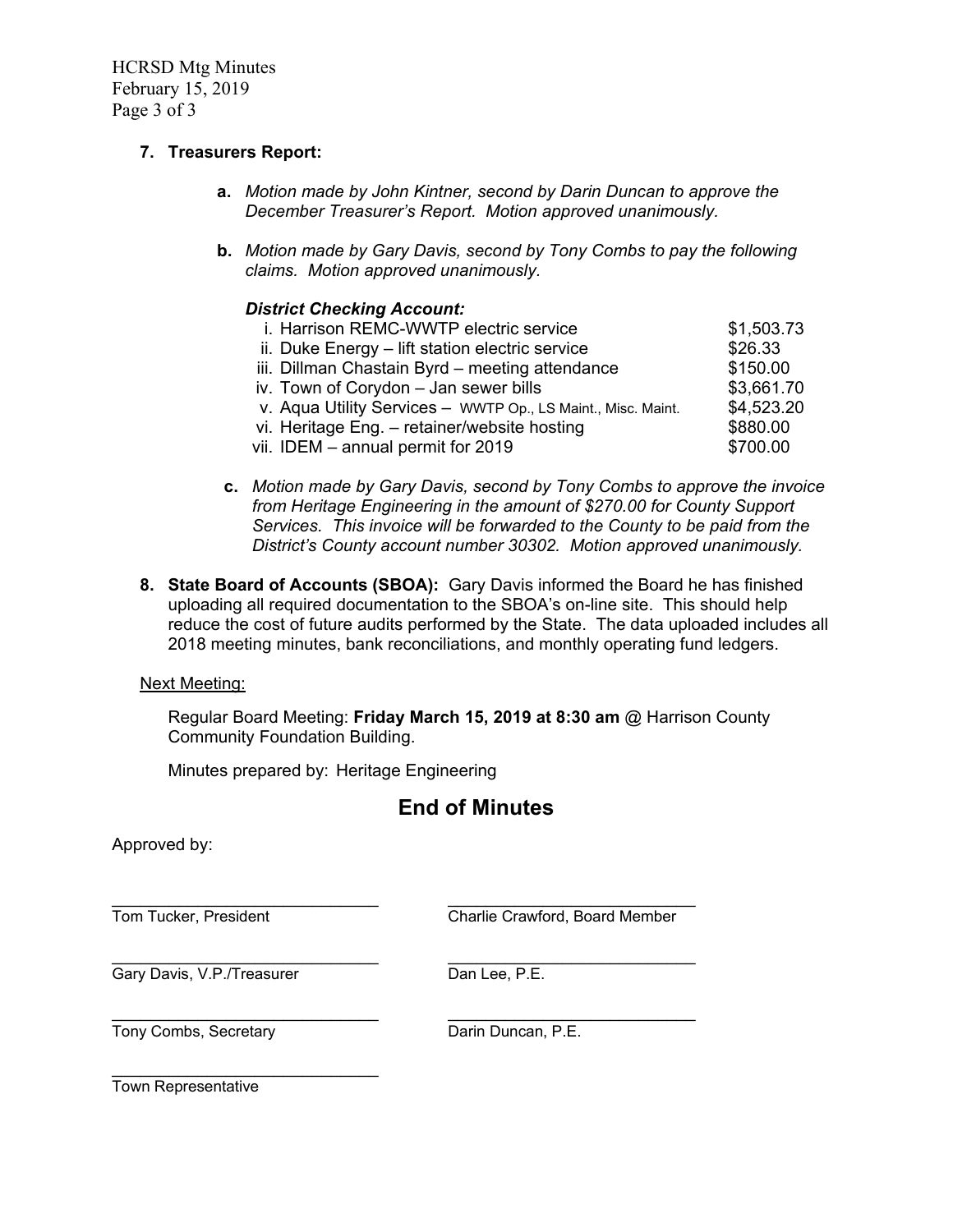7. **Treasurers Report:**

   a. *Motion made by John Kintner, second by Darin Duncan to approve the December Treasurer's Report. Motion approved unanimously.*

   b. *Motion made by Gary Davis, second by Tony Combs to pay the following claims. Motion approved unanimously.*

   ***District Checking Account:***

   | | |
   |---|---|
   | i. Harrison REMC-WWTP electric service | $1,503.73 |
   | ii. Duke Energy – lift station electric service | $26.33 |
   | iii. Dillman Chastain Byrd – meeting attendance | $150.00 |
   | iv. Town of Corydon – Jan sewer bills | $3,661.70 |
   | v. Aqua Utility Services – WWTP Op., LS Maint., Misc. Maint. | $4,523.20 |
   | vi. Heritage Eng. – retainer/website hosting | $880.00 |
   | vii. IDEM – annual permit for 2019 | $700.00 |

   c. *Motion made by Gary Davis, second by Tony Combs to approve the invoice from Heritage Engineering in the amount of $270.00 for County Support Services. This invoice will be forwarded to the County to be paid from the District's County account number 30302. Motion approved unanimously.*

8. **State Board of Accounts (SBOA):** Gary Davis informed the Board he has finished uploading all required documentation to the SBOA's on-line site. This should help reduce the cost of future audits performed by the State. The data uploaded includes all 2018 meeting minutes, bank reconciliations, and monthly operating fund ledgers.

Next Meeting:

Regular Board Meeting: **Friday March 15, 2019 at 8:30 am** @ Harrison County Community Foundation Building.

Minutes prepared by: Heritage Engineering

## End of Minutes

Approved by:

______________________________
Tom Tucker, President

______________________________
Charlie Crawford, Board Member

______________________________
Gary Davis, V.P./Treasurer

______________________________
Dan Lee, P.E.

______________________________
Tony Combs, Secretary

______________________________
Darin Duncan, P.E.

______________________________
Town Representative